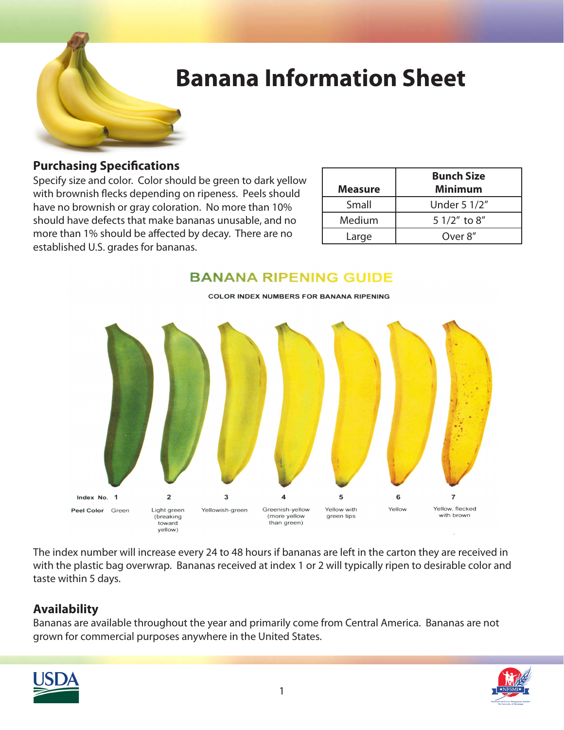# Banana Information Sheet

## Purchasing Specifications

Specify size and color. Color should be green to dark yellow with brownish flecks depending on ripeness. Peels should have no brownish or gray coloration. No more than 10% should have defects that make bananas unusable, and no more than 1% should be affected by decay. There are no established U.S. grades for bananas.

| Measure | Bunch Size Minimum |
|---|---|
| Small | Under 5 1/2″ |
| Medium | 5 1/2″ to 8″ |
| Large | Over 8″ |

### BANANA RIPENING GUIDE

COLOR INDEX NUMBERS FOR BANANA RIPENING

| Index No. | 1 | 2 | 3 | 4 | 5 | 6 | 7 |
|---|---|---|---|---|---|---|---|
| Peel Color | Green | Light green (breaking toward yellow) | Yellowish-green | Greenish-yellow (more yellow than green) | Yellow with green tips | Yellow | Yellow, flecked with brown |

The index number will increase every 24 to 48 hours if bananas are left in the carton they are received in with the plastic bag overwrap. Bananas received at index 1 or 2 will typically ripen to desirable color and taste within 5 days.

## Availability

Bananas are available throughout the year and primarily come from Central America. Bananas are not grown for commercial purposes anywhere in the United States.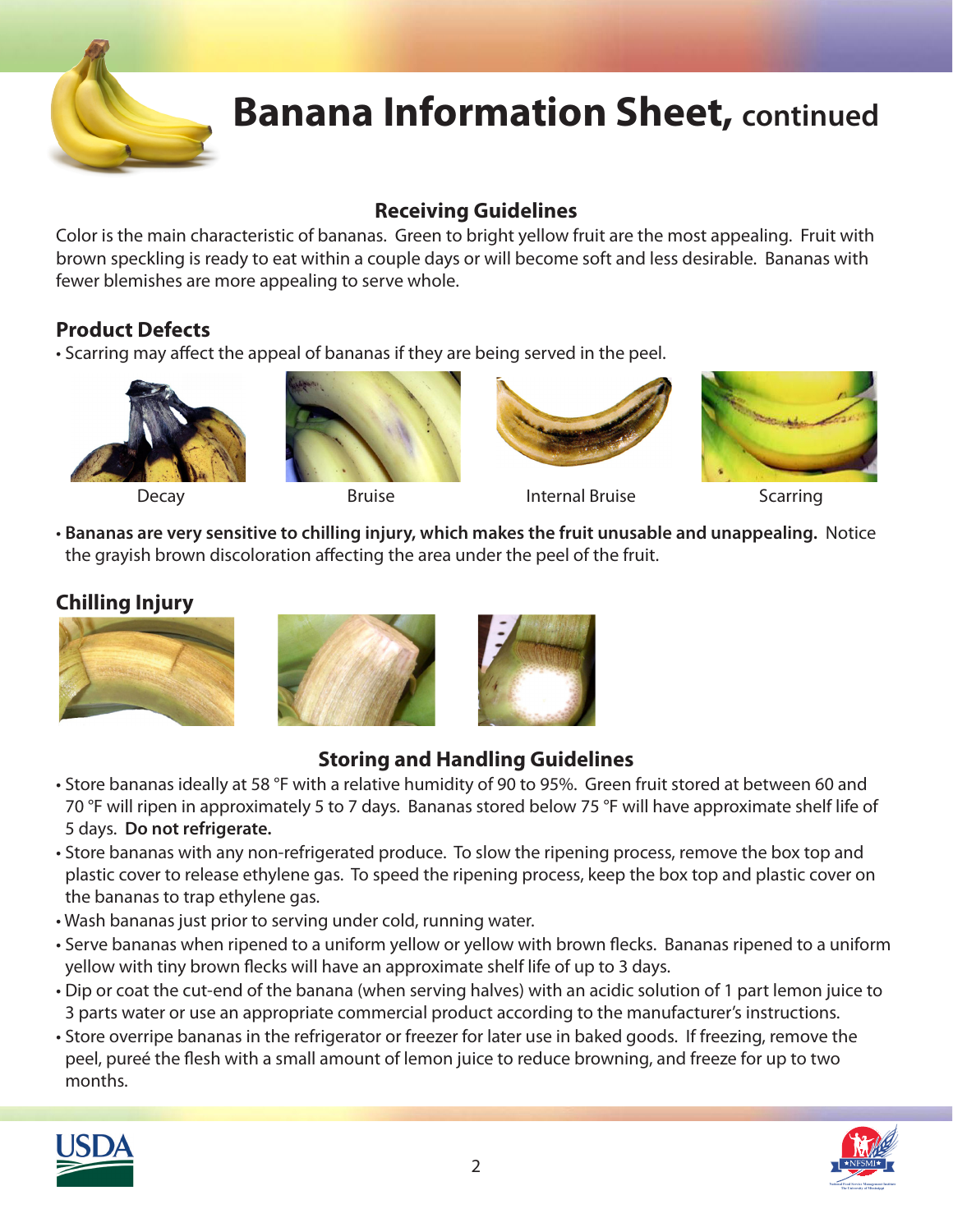# Banana Information Sheet, continued

## Receiving Guidelines

Color is the main characteristic of bananas. Green to bright yellow fruit are the most appealing. Fruit with brown speckling is ready to eat within a couple days or will become soft and less desirable. Bananas with fewer blemishes are more appealing to serve whole.

### Product Defects

- Scarring may affect the appeal of bananas if they are being served in the peel.

Decay

Bruise

Internal Bruise

Scarring

- **Bananas are very sensitive to chilling injury, which makes the fruit unusable and unappealing.** Notice the grayish brown discoloration affecting the area under the peel of the fruit.

### Chilling Injury

## Storing and Handling Guidelines

- Store bananas ideally at 58 °F with a relative humidity of 90 to 95%. Green fruit stored at between 60 and 70 °F will ripen in approximately 5 to 7 days. Bananas stored below 75 °F will have approximate shelf life of 5 days. **Do not refrigerate.**
- Store bananas with any non-refrigerated produce. To slow the ripening process, remove the box top and plastic cover to release ethylene gas. To speed the ripening process, keep the box top and plastic cover on the bananas to trap ethylene gas.
- Wash bananas just prior to serving under cold, running water.
- Serve bananas when ripened to a uniform yellow or yellow with brown flecks. Bananas ripened to a uniform yellow with tiny brown flecks will have an approximate shelf life of up to 3 days.
- Dip or coat the cut-end of the banana (when serving halves) with an acidic solution of 1 part lemon juice to 3 parts water or use an appropriate commercial product according to the manufacturer's instructions.
- Store overripe bananas in the refrigerator or freezer for later use in baked goods. If freezing, remove the peel, pureé the flesh with a small amount of lemon juice to reduce browning, and freeze for up to two months.